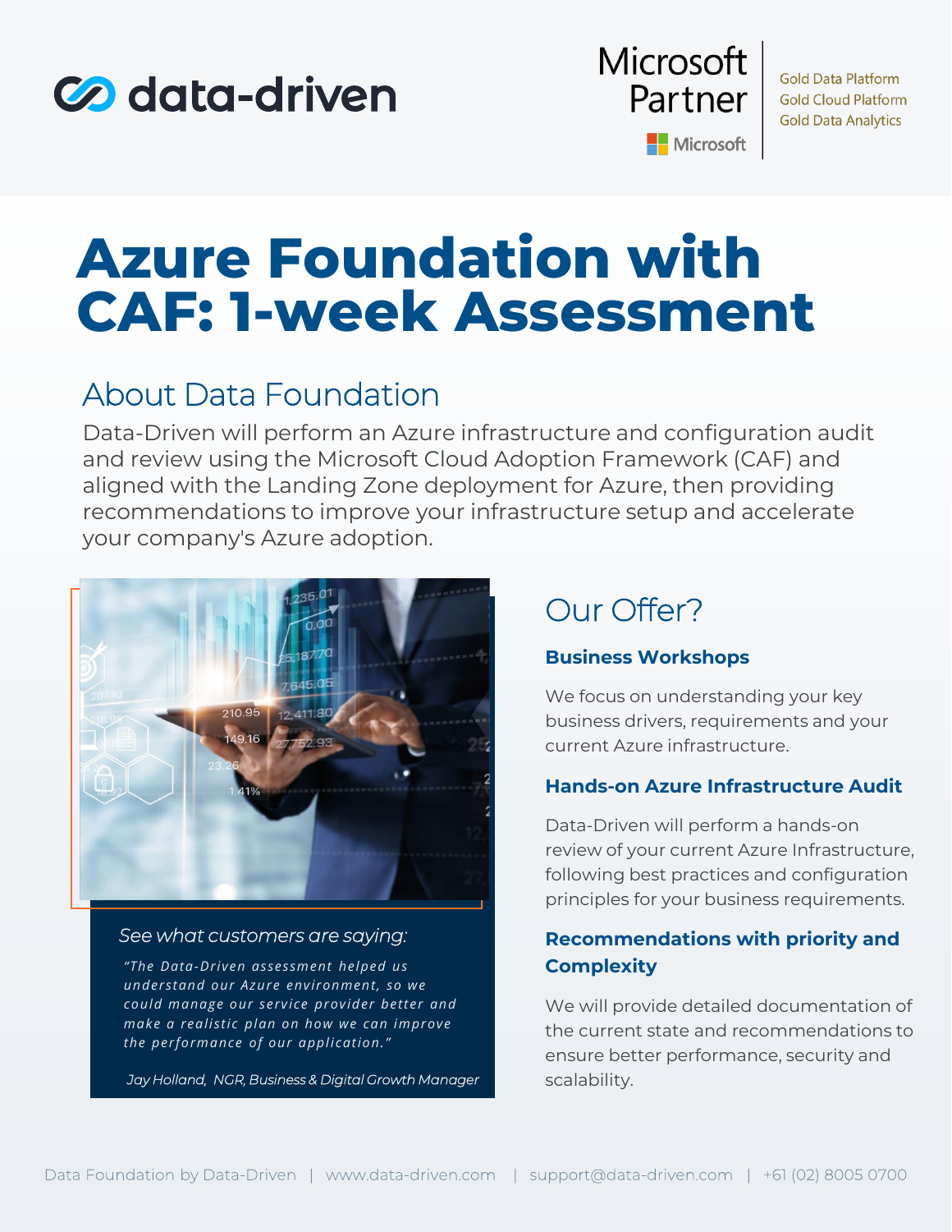data-driven

Microsoft Partner
Microsoft

Gold Data Platform
Gold Cloud Platform
Gold Data Analytics

# Azure Foundation with CAF: 1-week Assessment

## About Data Foundation

Data-Driven will perform an Azure infrastructure and configuration audit and review using the Microsoft Cloud Adoption Framework (CAF) and aligned with the Landing Zone deployment for Azure, then providing recommendations to improve your infrastructure setup and accelerate your company's Azure adoption.

*See what customers are saying:*

*"The Data-Driven assessment helped us understand our Azure environment, so we could manage our service provider better and make a realistic plan on how we can improve the performance of our application."*

*Jay Holland, NGR, Business & Digital Growth Manager*

## Our Offer?

### Business Workshops

We focus on understanding your key business drivers, requirements and your current Azure infrastructure.

### Hands-on Azure Infrastructure Audit

Data-Driven will perform a hands-on review of your current Azure Infrastructure, following best practices and configuration principles for your business requirements.

### Recommendations with priority and Complexity

We will provide detailed documentation of the current state and recommendations to ensure better performance, security and scalability.

Data Foundation by Data-Driven | www.data-driven.com | support@data-driven.com | +61 (02) 8005 0700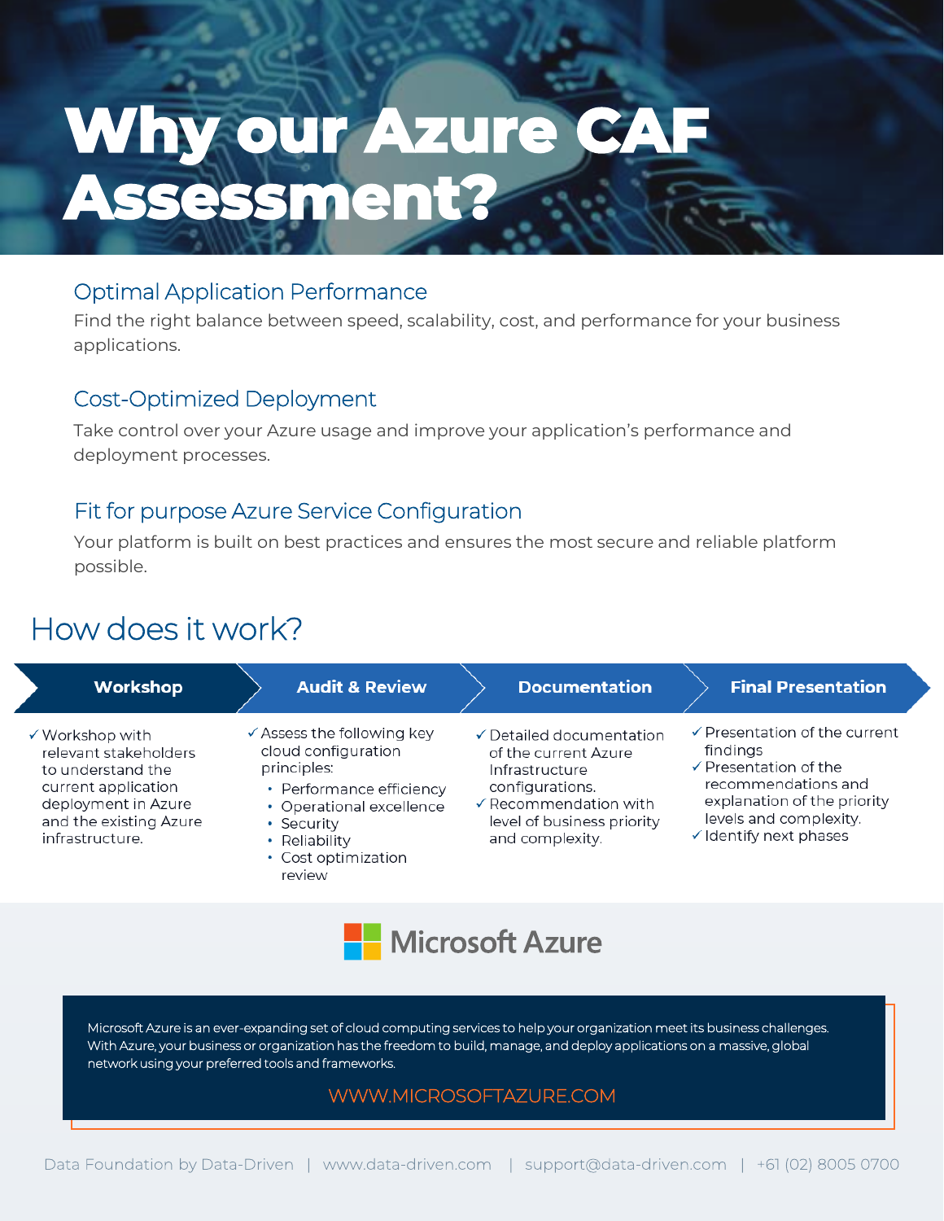# Why our Azure CAF Assessment?

### Optimal Application Performance

Find the right balance between speed, scalability, cost, and performance for your business applications.

### Cost-Optimized Deployment

Take control over your Azure usage and improve your application's performance and deployment processes.

### Fit for purpose Azure Service Configuration

Your platform is built on best practices and ensures the most secure and reliable platform possible.

## How does it work?

### Workshop

- ✓ Workshop with relevant stakeholders to understand the current application deployment in Azure and the existing Azure infrastructure.

### Audit & Review

- ✓ Assess the following key cloud configuration principles:
  - Performance efficiency
  - Operational excellence
  - Security
  - Reliability
  - Cost optimization review

### Documentation

- ✓ Detailed documentation of the current Azure Infrastructure configurations.
- ✓ Recommendation with level of business priority and complexity.

### Final Presentation

- ✓ Presentation of the current findings
- ✓ Presentation of the recommendations and explanation of the priority levels and complexity.
- ✓ Identify next phases

Microsoft Azure

Microsoft Azure is an ever-expanding set of cloud computing services to help your organization meet its business challenges. With Azure, your business or organization has the freedom to build, manage, and deploy applications on a massive, global network using your preferred tools and frameworks.

WWW.MICROSOFTAZURE.COM

Data Foundation by Data-Driven | www.data-driven.com | support@data-driven.com | +61 (02) 8005 0700